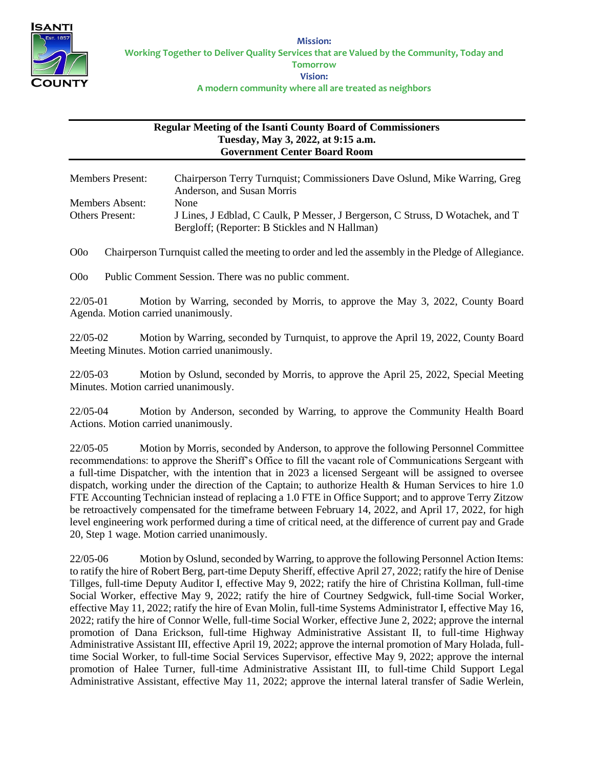**Mission:**
**Working Together to Deliver Quality Services that are Valued by the Community, Today and Tomorrow**
**Vision:**
**A modern community where all are treated as neighbors**

# Regular Meeting of the Isanti County Board of Commissioners
## Tuesday, May 3, 2022, at 9:15 a.m.
## Government Center Board Room

| | |
|---|---|
| Members Present: | Chairperson Terry Turnquist; Commissioners Dave Oslund, Mike Warring, Greg Anderson, and Susan Morris |
| Members Absent: | None |
| Others Present: | J Lines, J Edblad, C Caulk, P Messer, J Bergerson, C Struss, D Wotachek, and T Bergloff; (Reporter: B Stickles and N Hallman) |

O0o Chairperson Turnquist called the meeting to order and led the assembly in the Pledge of Allegiance.

O0o Public Comment Session. There was no public comment.

22/05-01 Motion by Warring, seconded by Morris, to approve the May 3, 2022, County Board Agenda. Motion carried unanimously.

22/05-02 Motion by Warring, seconded by Turnquist, to approve the April 19, 2022, County Board Meeting Minutes. Motion carried unanimously.

22/05-03 Motion by Oslund, seconded by Morris, to approve the April 25, 2022, Special Meeting Minutes. Motion carried unanimously.

22/05-04 Motion by Anderson, seconded by Warring, to approve the Community Health Board Actions. Motion carried unanimously.

22/05-05 Motion by Morris, seconded by Anderson, to approve the following Personnel Committee recommendations: to approve the Sheriff's Office to fill the vacant role of Communications Sergeant with a full-time Dispatcher, with the intention that in 2023 a licensed Sergeant will be assigned to oversee dispatch, working under the direction of the Captain; to authorize Health & Human Services to hire 1.0 FTE Accounting Technician instead of replacing a 1.0 FTE in Office Support; and to approve Terry Zitzow be retroactively compensated for the timeframe between February 14, 2022, and April 17, 2022, for high level engineering work performed during a time of critical need, at the difference of current pay and Grade 20, Step 1 wage. Motion carried unanimously.

22/05-06 Motion by Oslund, seconded by Warring, to approve the following Personnel Action Items: to ratify the hire of Robert Berg, part-time Deputy Sheriff, effective April 27, 2022; ratify the hire of Denise Tillges, full-time Deputy Auditor I, effective May 9, 2022; ratify the hire of Christina Kollman, full-time Social Worker, effective May 9, 2022; ratify the hire of Courtney Sedgwick, full-time Social Worker, effective May 11, 2022; ratify the hire of Evan Molin, full-time Systems Administrator I, effective May 16, 2022; ratify the hire of Connor Welle, full-time Social Worker, effective June 2, 2022; approve the internal promotion of Dana Erickson, full-time Highway Administrative Assistant II, to full-time Highway Administrative Assistant III, effective April 19, 2022; approve the internal promotion of Mary Holada, full-time Social Worker, to full-time Social Services Supervisor, effective May 9, 2022; approve the internal promotion of Halee Turner, full-time Administrative Assistant III, to full-time Child Support Legal Administrative Assistant, effective May 11, 2022; approve the internal lateral transfer of Sadie Werlein,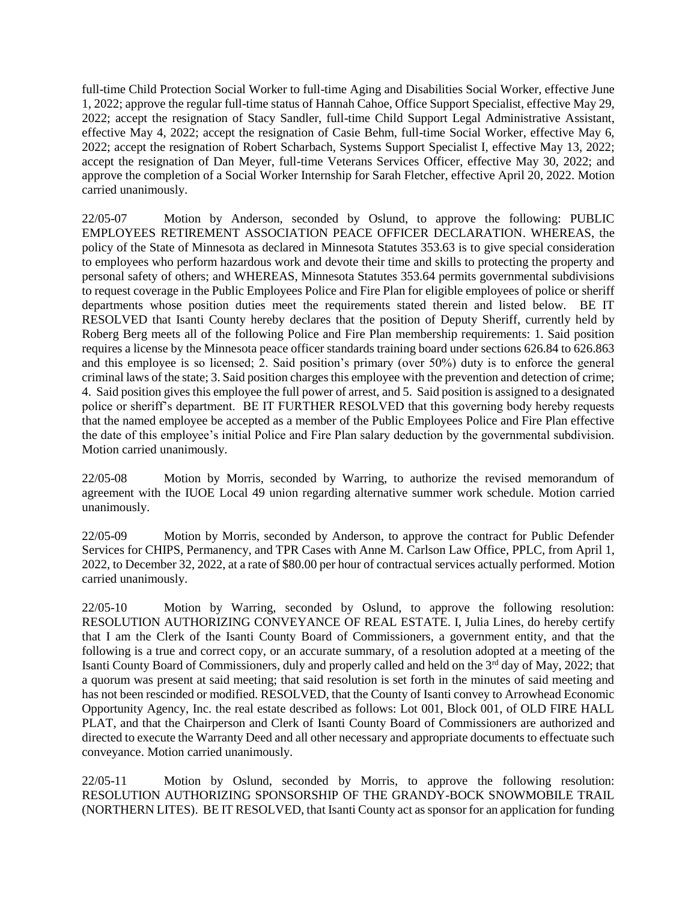full-time Child Protection Social Worker to full-time Aging and Disabilities Social Worker, effective June 1, 2022; approve the regular full-time status of Hannah Cahoe, Office Support Specialist, effective May 29, 2022; accept the resignation of Stacy Sandler, full-time Child Support Legal Administrative Assistant, effective May 4, 2022; accept the resignation of Casie Behm, full-time Social Worker, effective May 6, 2022; accept the resignation of Robert Scharbach, Systems Support Specialist I, effective May 13, 2022; accept the resignation of Dan Meyer, full-time Veterans Services Officer, effective May 30, 2022; and approve the completion of a Social Worker Internship for Sarah Fletcher, effective April 20, 2022. Motion carried unanimously.

22/05-07 Motion by Anderson, seconded by Oslund, to approve the following: PUBLIC EMPLOYEES RETIREMENT ASSOCIATION PEACE OFFICER DECLARATION. WHEREAS, the policy of the State of Minnesota as declared in Minnesota Statutes 353.63 is to give special consideration to employees who perform hazardous work and devote their time and skills to protecting the property and personal safety of others; and WHEREAS, Minnesota Statutes 353.64 permits governmental subdivisions to request coverage in the Public Employees Police and Fire Plan for eligible employees of police or sheriff departments whose position duties meet the requirements stated therein and listed below. BE IT RESOLVED that Isanti County hereby declares that the position of Deputy Sheriff, currently held by Roberg Berg meets all of the following Police and Fire Plan membership requirements: 1. Said position requires a license by the Minnesota peace officer standards training board under sections 626.84 to 626.863 and this employee is so licensed; 2. Said position's primary (over 50%) duty is to enforce the general criminal laws of the state; 3. Said position charges this employee with the prevention and detection of crime; 4. Said position gives this employee the full power of arrest, and 5. Said position is assigned to a designated police or sheriff's department. BE IT FURTHER RESOLVED that this governing body hereby requests that the named employee be accepted as a member of the Public Employees Police and Fire Plan effective the date of this employee's initial Police and Fire Plan salary deduction by the governmental subdivision. Motion carried unanimously.

22/05-08 Motion by Morris, seconded by Warring, to authorize the revised memorandum of agreement with the IUOE Local 49 union regarding alternative summer work schedule. Motion carried unanimously.

22/05-09 Motion by Morris, seconded by Anderson, to approve the contract for Public Defender Services for CHIPS, Permanency, and TPR Cases with Anne M. Carlson Law Office, PPLC, from April 1, 2022, to December 32, 2022, at a rate of $80.00 per hour of contractual services actually performed. Motion carried unanimously.

22/05-10 Motion by Warring, seconded by Oslund, to approve the following resolution: RESOLUTION AUTHORIZING CONVEYANCE OF REAL ESTATE. I, Julia Lines, do hereby certify that I am the Clerk of the Isanti County Board of Commissioners, a government entity, and that the following is a true and correct copy, or an accurate summary, of a resolution adopted at a meeting of the Isanti County Board of Commissioners, duly and properly called and held on the 3rd day of May, 2022; that a quorum was present at said meeting; that said resolution is set forth in the minutes of said meeting and has not been rescinded or modified. RESOLVED, that the County of Isanti convey to Arrowhead Economic Opportunity Agency, Inc. the real estate described as follows: Lot 001, Block 001, of OLD FIRE HALL PLAT, and that the Chairperson and Clerk of Isanti County Board of Commissioners are authorized and directed to execute the Warranty Deed and all other necessary and appropriate documents to effectuate such conveyance. Motion carried unanimously.

22/05-11 Motion by Oslund, seconded by Morris, to approve the following resolution: RESOLUTION AUTHORIZING SPONSORSHIP OF THE GRANDY-BOCK SNOWMOBILE TRAIL (NORTHERN LITES). BE IT RESOLVED, that Isanti County act as sponsor for an application for funding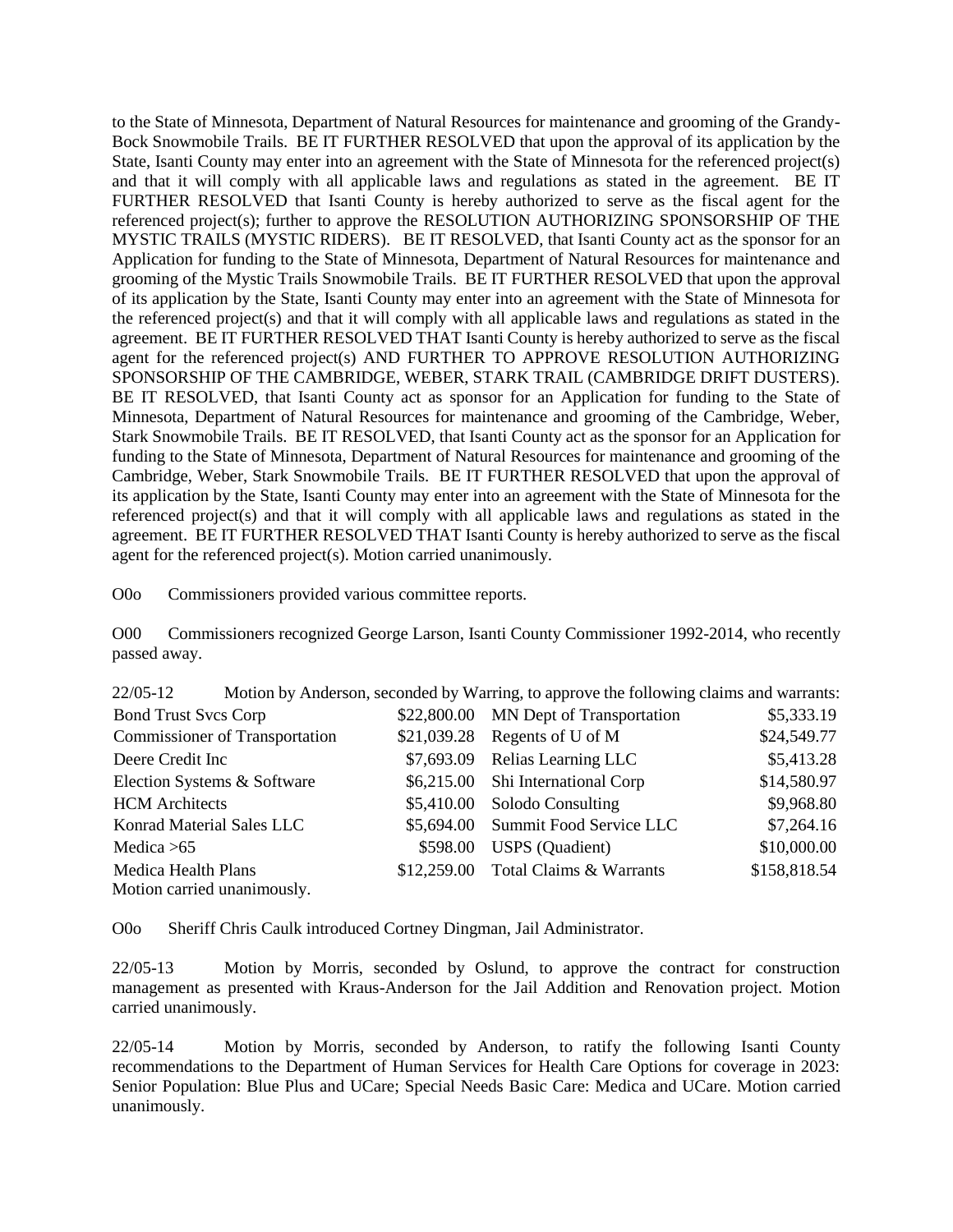to the State of Minnesota, Department of Natural Resources for maintenance and grooming of the Grandy-Bock Snowmobile Trails. BE IT FURTHER RESOLVED that upon the approval of its application by the State, Isanti County may enter into an agreement with the State of Minnesota for the referenced project(s) and that it will comply with all applicable laws and regulations as stated in the agreement. BE IT FURTHER RESOLVED that Isanti County is hereby authorized to serve as the fiscal agent for the referenced project(s); further to approve the RESOLUTION AUTHORIZING SPONSORSHIP OF THE MYSTIC TRAILS (MYSTIC RIDERS). BE IT RESOLVED, that Isanti County act as the sponsor for an Application for funding to the State of Minnesota, Department of Natural Resources for maintenance and grooming of the Mystic Trails Snowmobile Trails. BE IT FURTHER RESOLVED that upon the approval of its application by the State, Isanti County may enter into an agreement with the State of Minnesota for the referenced project(s) and that it will comply with all applicable laws and regulations as stated in the agreement. BE IT FURTHER RESOLVED THAT Isanti County is hereby authorized to serve as the fiscal agent for the referenced project(s) AND FURTHER TO APPROVE RESOLUTION AUTHORIZING SPONSORSHIP OF THE CAMBRIDGE, WEBER, STARK TRAIL (CAMBRIDGE DRIFT DUSTERS). BE IT RESOLVED, that Isanti County act as sponsor for an Application for funding to the State of Minnesota, Department of Natural Resources for maintenance and grooming of the Cambridge, Weber, Stark Snowmobile Trails. BE IT RESOLVED, that Isanti County act as the sponsor for an Application for funding to the State of Minnesota, Department of Natural Resources for maintenance and grooming of the Cambridge, Weber, Stark Snowmobile Trails. BE IT FURTHER RESOLVED that upon the approval of its application by the State, Isanti County may enter into an agreement with the State of Minnesota for the referenced project(s) and that it will comply with all applicable laws and regulations as stated in the agreement. BE IT FURTHER RESOLVED THAT Isanti County is hereby authorized to serve as the fiscal agent for the referenced project(s). Motion carried unanimously.

O0o Commissioners provided various committee reports.

O00 Commissioners recognized George Larson, Isanti County Commissioner 1992-2014, who recently passed away.

22/05-12 Motion by Anderson, seconded by Warring, to approve the following claims and warrants:

| | | | |
|---|---|---|---|
| Bond Trust Svcs Corp | $22,800.00 | MN Dept of Transportation | $5,333.19 |
| Commissioner of Transportation | $21,039.28 | Regents of U of M | $24,549.77 |
| Deere Credit Inc | $7,693.09 | Relias Learning LLC | $5,413.28 |
| Election Systems & Software | $6,215.00 | Shi International Corp | $14,580.97 |
| HCM Architects | $5,410.00 | Solodo Consulting | $9,968.80 |
| Konrad Material Sales LLC | $5,694.00 | Summit Food Service LLC | $7,264.16 |
| Medica >65 | $598.00 | USPS (Quadient) | $10,000.00 |
| Medica Health Plans | $12,259.00 | Total Claims & Warrants | $158,818.54 |

Motion carried unanimously.

O0o Sheriff Chris Caulk introduced Cortney Dingman, Jail Administrator.

22/05-13 Motion by Morris, seconded by Oslund, to approve the contract for construction management as presented with Kraus-Anderson for the Jail Addition and Renovation project. Motion carried unanimously.

22/05-14 Motion by Morris, seconded by Anderson, to ratify the following Isanti County recommendations to the Department of Human Services for Health Care Options for coverage in 2023: Senior Population: Blue Plus and UCare; Special Needs Basic Care: Medica and UCare. Motion carried unanimously.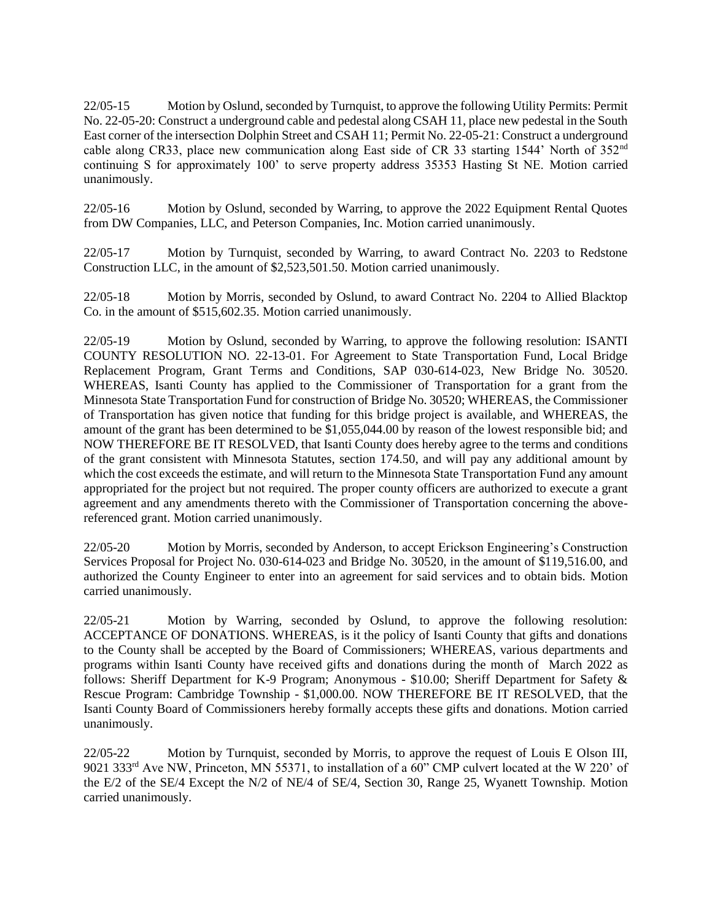22/05-15 Motion by Oslund, seconded by Turnquist, to approve the following Utility Permits: Permit No. 22-05-20: Construct a underground cable and pedestal along CSAH 11, place new pedestal in the South East corner of the intersection Dolphin Street and CSAH 11; Permit No. 22-05-21: Construct a underground cable along CR33, place new communication along East side of CR 33 starting 1544' North of 352nd continuing S for approximately 100' to serve property address 35353 Hasting St NE. Motion carried unanimously.

22/05-16 Motion by Oslund, seconded by Warring, to approve the 2022 Equipment Rental Quotes from DW Companies, LLC, and Peterson Companies, Inc. Motion carried unanimously.

22/05-17 Motion by Turnquist, seconded by Warring, to award Contract No. 2203 to Redstone Construction LLC, in the amount of $2,523,501.50. Motion carried unanimously.

22/05-18 Motion by Morris, seconded by Oslund, to award Contract No. 2204 to Allied Blacktop Co. in the amount of $515,602.35. Motion carried unanimously.

22/05-19 Motion by Oslund, seconded by Warring, to approve the following resolution: ISANTI COUNTY RESOLUTION NO. 22-13-01. For Agreement to State Transportation Fund, Local Bridge Replacement Program, Grant Terms and Conditions, SAP 030-614-023, New Bridge No. 30520. WHEREAS, Isanti County has applied to the Commissioner of Transportation for a grant from the Minnesota State Transportation Fund for construction of Bridge No. 30520; WHEREAS, the Commissioner of Transportation has given notice that funding for this bridge project is available, and WHEREAS, the amount of the grant has been determined to be $1,055,044.00 by reason of the lowest responsible bid; and NOW THEREFORE BE IT RESOLVED, that Isanti County does hereby agree to the terms and conditions of the grant consistent with Minnesota Statutes, section 174.50, and will pay any additional amount by which the cost exceeds the estimate, and will return to the Minnesota State Transportation Fund any amount appropriated for the project but not required. The proper county officers are authorized to execute a grant agreement and any amendments thereto with the Commissioner of Transportation concerning the above-referenced grant. Motion carried unanimously.

22/05-20 Motion by Morris, seconded by Anderson, to accept Erickson Engineering's Construction Services Proposal for Project No. 030-614-023 and Bridge No. 30520, in the amount of $119,516.00, and authorized the County Engineer to enter into an agreement for said services and to obtain bids. Motion carried unanimously.

22/05-21 Motion by Warring, seconded by Oslund, to approve the following resolution: ACCEPTANCE OF DONATIONS. WHEREAS, is it the policy of Isanti County that gifts and donations to the County shall be accepted by the Board of Commissioners; WHEREAS, various departments and programs within Isanti County have received gifts and donations during the month of March 2022 as follows: Sheriff Department for K-9 Program; Anonymous - $10.00; Sheriff Department for Safety & Rescue Program: Cambridge Township - $1,000.00. NOW THEREFORE BE IT RESOLVED, that the Isanti County Board of Commissioners hereby formally accepts these gifts and donations. Motion carried unanimously.

22/05-22 Motion by Turnquist, seconded by Morris, to approve the request of Louis E Olson III, 9021 333rd Ave NW, Princeton, MN 55371, to installation of a 60" CMP culvert located at the W 220' of the E/2 of the SE/4 Except the N/2 of NE/4 of SE/4, Section 30, Range 25, Wyanett Township. Motion carried unanimously.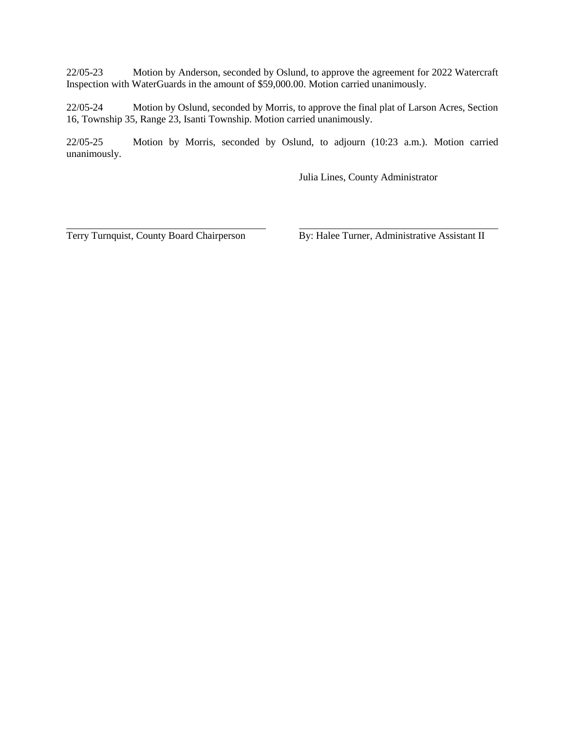22/05-23 Motion by Anderson, seconded by Oslund, to approve the agreement for 2022 Watercraft Inspection with WaterGuards in the amount of $59,000.00. Motion carried unanimously.

22/05-24 Motion by Oslund, seconded by Morris, to approve the final plat of Larson Acres, Section 16, Township 35, Range 23, Isanti Township. Motion carried unanimously.

22/05-25 Motion by Morris, seconded by Oslund, to adjourn (10:23 a.m.). Motion carried unanimously.

Julia Lines, County Administrator

Terry Turnquist, County Board Chairperson

By: Halee Turner, Administrative Assistant II